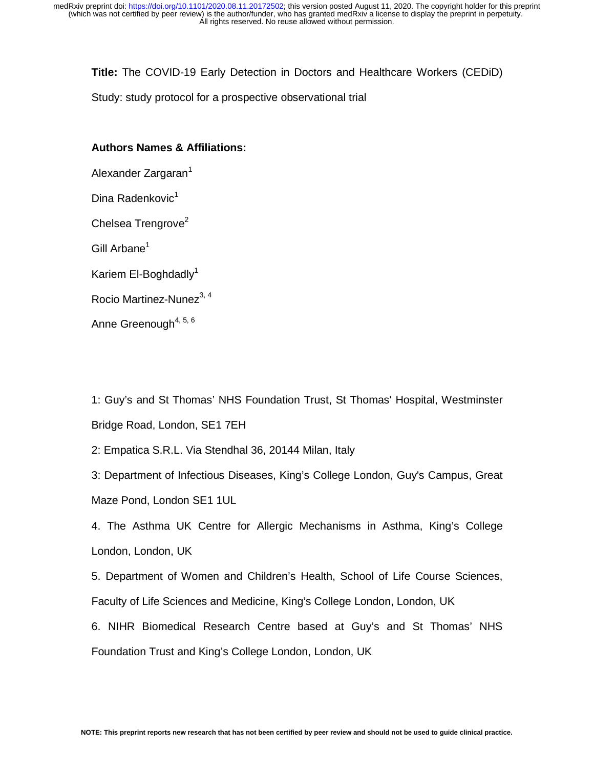**Title:** The COVID-19 Early Detection in Doctors and Healthcare Workers (CEDiD) Study: study protocol for a prospective observational trial

**Authors Names & Affiliations:**

Alexander Zargaran[1]

Dina Radenkovic[1]

Chelsea Trengrove[2]

Gill Arbane[1]

Kariem El-Boghdadly[1]

Rocio Martinez-Nunez[3, 4]

Anne Greenough[4, 5, 6]

1: Guy's and St Thomas' NHS Foundation Trust, St Thomas' Hospital, Westminster Bridge Road, London, SE1 7EH

2: Empatica S.R.L. Via Stendhal 36, 20144 Milan, Italy

3: Department of Infectious Diseases, King's College London, Guy's Campus, Great Maze Pond, London SE1 1UL

4. The Asthma UK Centre for Allergic Mechanisms in Asthma, King's College London, London, UK

5. Department of Women and Children's Health, School of Life Course Sciences, Faculty of Life Sciences and Medicine, King's College London, London, UK

6. NIHR Biomedical Research Centre based at Guy's and St Thomas' NHS Foundation Trust and King's College London, London, UK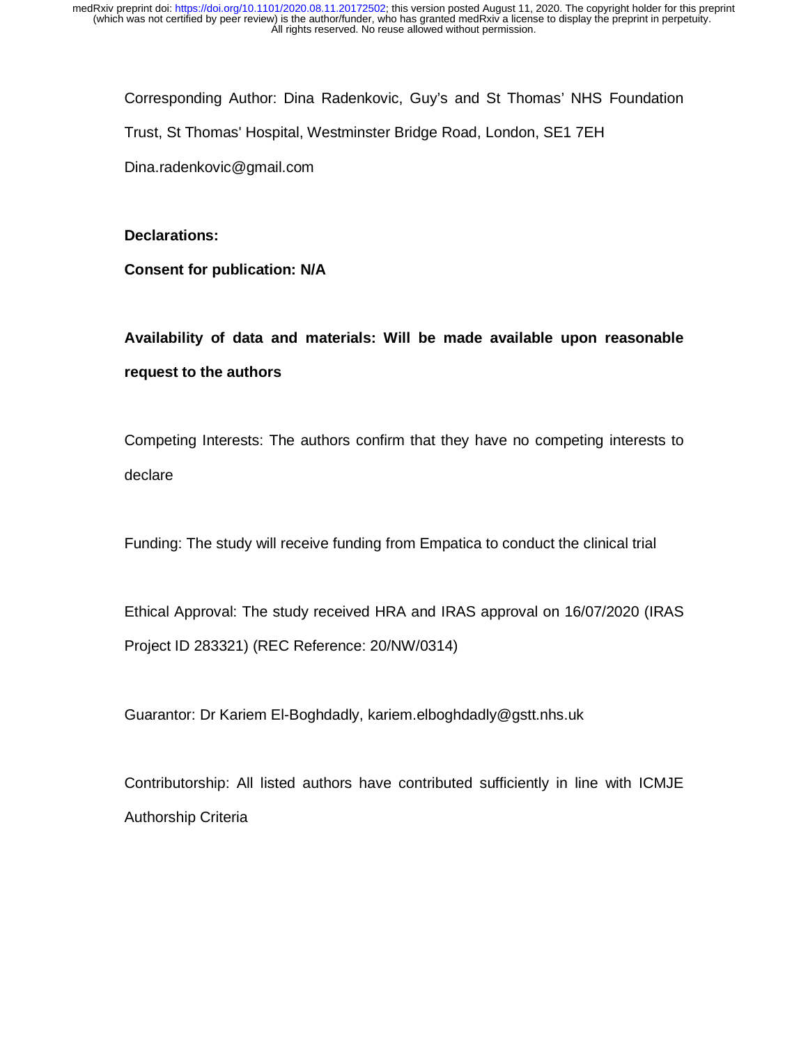Corresponding Author: Dina Radenkovic, Guy's and St Thomas' NHS Foundation Trust, St Thomas' Hospital, Westminster Bridge Road, London, SE1 7EH

Dina.radenkovic@gmail.com

**Declarations:**

**Consent for publication: N/A**

**Availability of data and materials: Will be made available upon reasonable request to the authors**

Competing Interests: The authors confirm that they have no competing interests to declare

Funding: The study will receive funding from Empatica to conduct the clinical trial

Ethical Approval: The study received HRA and IRAS approval on 16/07/2020 (IRAS Project ID 283321) (REC Reference: 20/NW/0314)

Guarantor: Dr Kariem El-Boghdadly, kariem.elboghdadly@gstt.nhs.uk

Contributorship: All listed authors have contributed sufficiently in line with ICMJE Authorship Criteria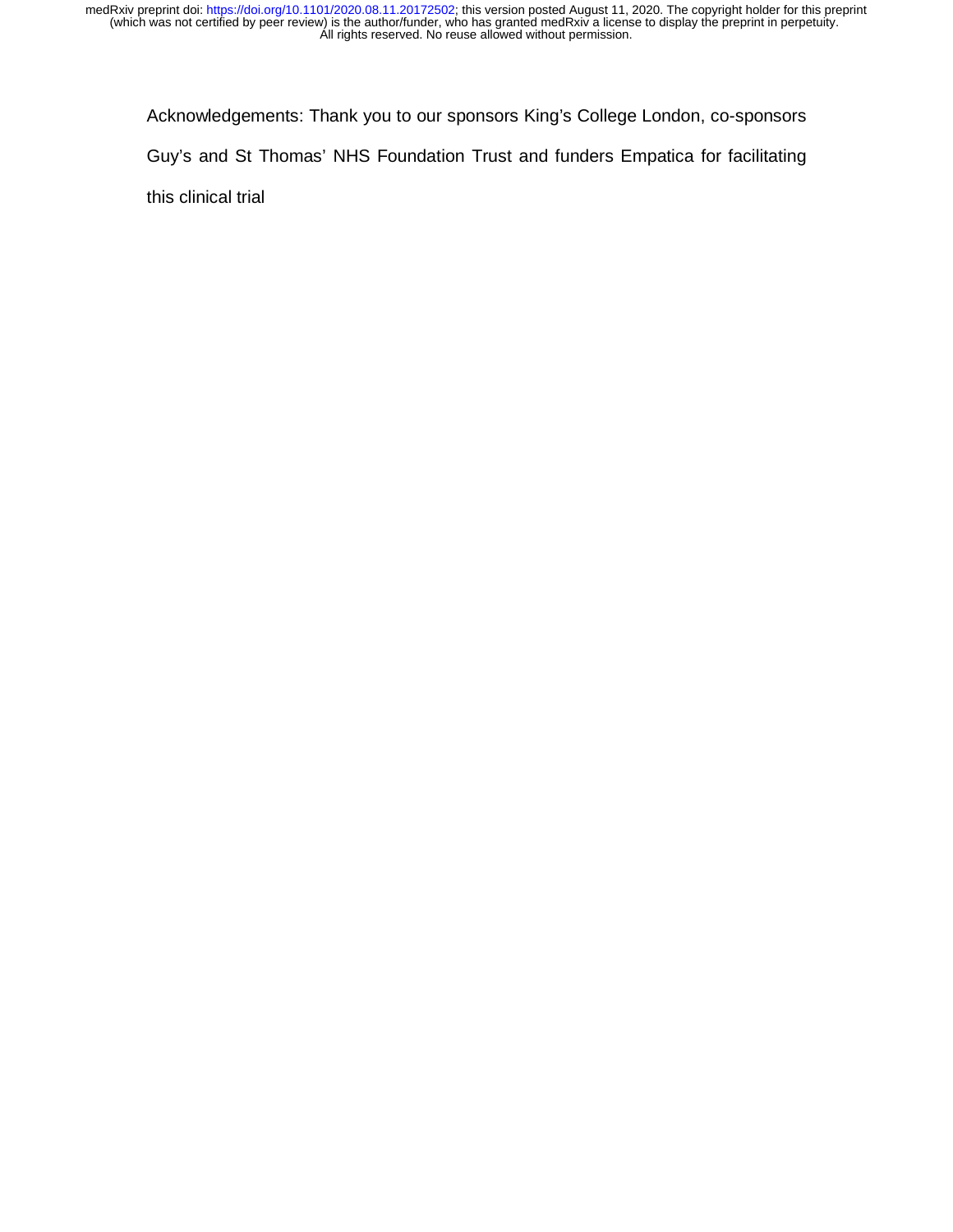Acknowledgements: Thank you to our sponsors King's College London, co-sponsors Guy's and St Thomas' NHS Foundation Trust and funders Empatica for facilitating this clinical trial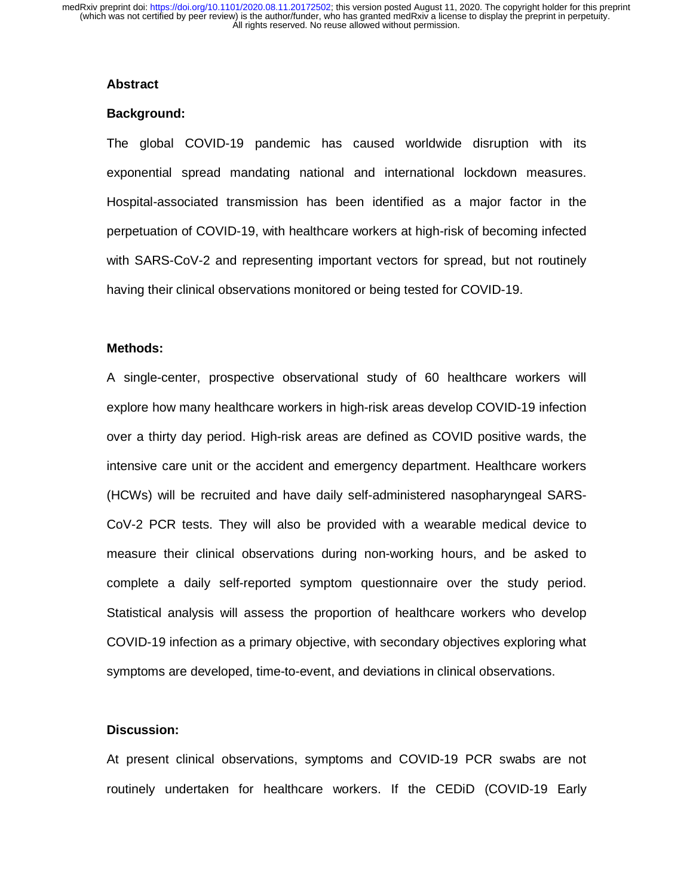## Abstract

### Background:

The global COVID-19 pandemic has caused worldwide disruption with its exponential spread mandating national and international lockdown measures. Hospital-associated transmission has been identified as a major factor in the perpetuation of COVID-19, with healthcare workers at high-risk of becoming infected with SARS-CoV-2 and representing important vectors for spread, but not routinely having their clinical observations monitored or being tested for COVID-19.

### Methods:

A single-center, prospective observational study of 60 healthcare workers will explore how many healthcare workers in high-risk areas develop COVID-19 infection over a thirty day period. High-risk areas are defined as COVID positive wards, the intensive care unit or the accident and emergency department. Healthcare workers (HCWs) will be recruited and have daily self-administered nasopharyngeal SARS-CoV-2 PCR tests. They will also be provided with a wearable medical device to measure their clinical observations during non-working hours, and be asked to complete a daily self-reported symptom questionnaire over the study period. Statistical analysis will assess the proportion of healthcare workers who develop COVID-19 infection as a primary objective, with secondary objectives exploring what symptoms are developed, time-to-event, and deviations in clinical observations.

### Discussion:

At present clinical observations, symptoms and COVID-19 PCR swabs are not routinely undertaken for healthcare workers. If the CEDiD (COVID-19 Early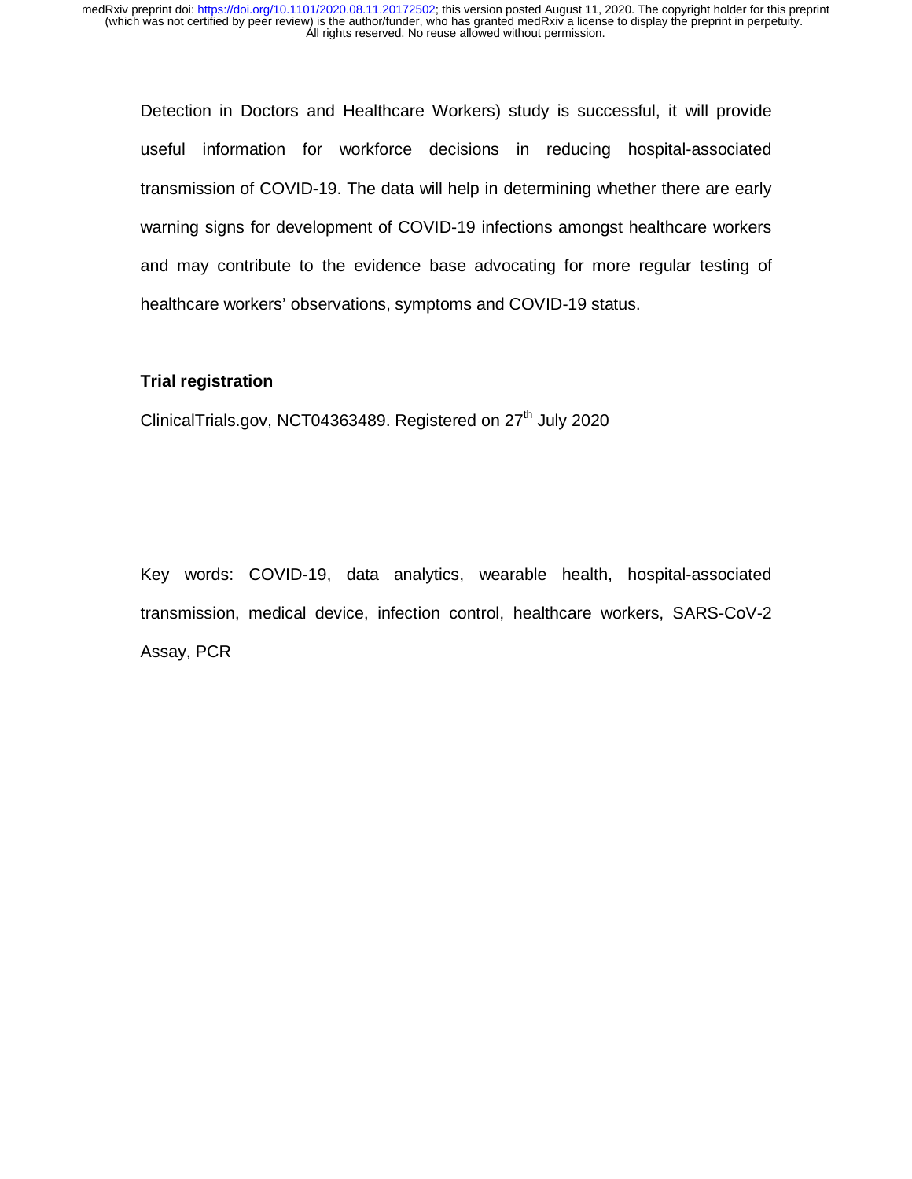Detection in Doctors and Healthcare Workers) study is successful, it will provide useful information for workforce decisions in reducing hospital-associated transmission of COVID-19. The data will help in determining whether there are early warning signs for development of COVID-19 infections amongst healthcare workers and may contribute to the evidence base advocating for more regular testing of healthcare workers' observations, symptoms and COVID-19 status.

**Trial registration**

ClinicalTrials.gov, NCT04363489. Registered on 27th July 2020

Key words: COVID-19, data analytics, wearable health, hospital-associated transmission, medical device, infection control, healthcare workers, SARS-CoV-2 Assay, PCR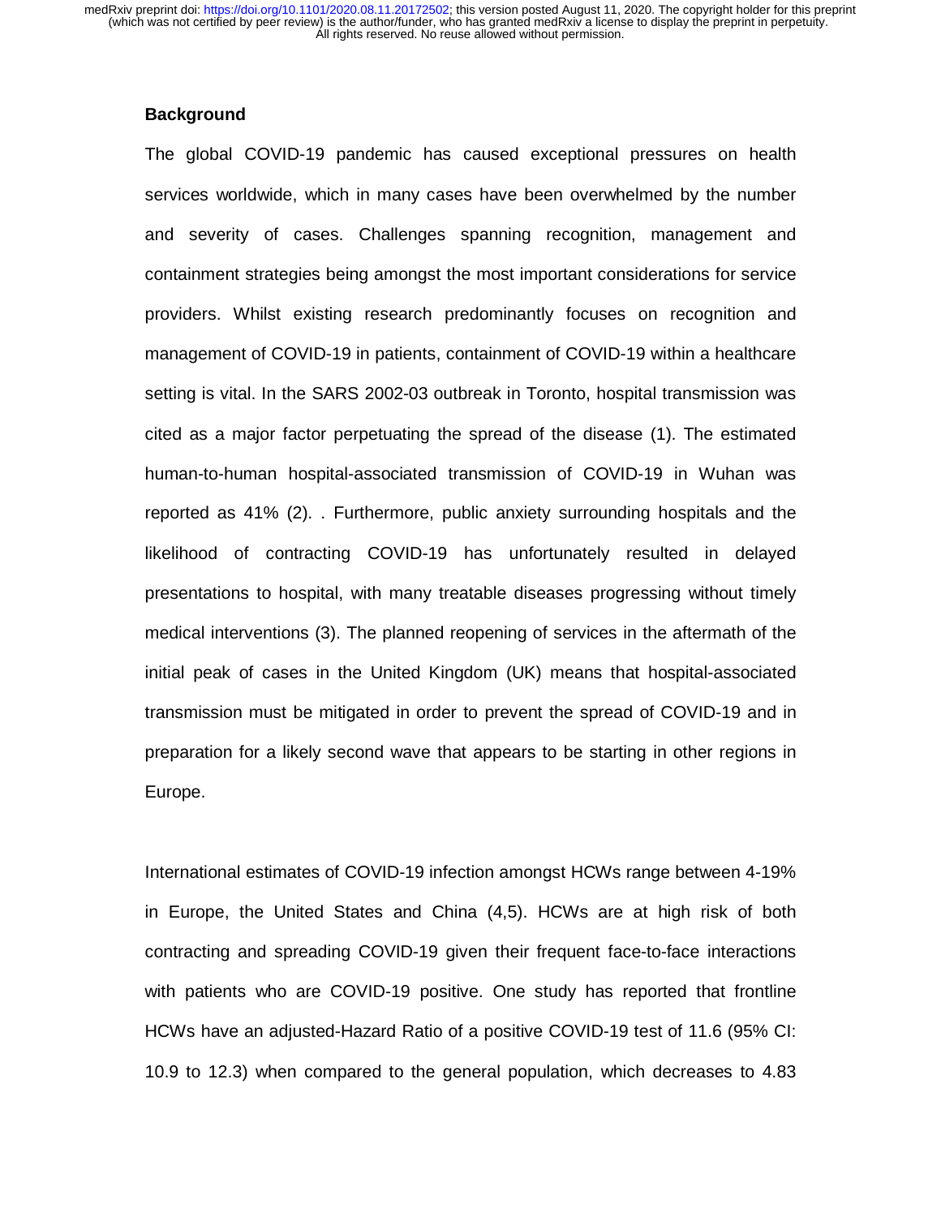## Background

The global COVID-19 pandemic has caused exceptional pressures on health services worldwide, which in many cases have been overwhelmed by the number and severity of cases. Challenges spanning recognition, management and containment strategies being amongst the most important considerations for service providers. Whilst existing research predominantly focuses on recognition and management of COVID-19 in patients, containment of COVID-19 within a healthcare setting is vital. In the SARS 2002-03 outbreak in Toronto, hospital transmission was cited as a major factor perpetuating the spread of the disease (1). The estimated human-to-human hospital-associated transmission of COVID-19 in Wuhan was reported as 41% (2). . Furthermore, public anxiety surrounding hospitals and the likelihood of contracting COVID-19 has unfortunately resulted in delayed presentations to hospital, with many treatable diseases progressing without timely medical interventions (3). The planned reopening of services in the aftermath of the initial peak of cases in the United Kingdom (UK) means that hospital-associated transmission must be mitigated in order to prevent the spread of COVID-19 and in preparation for a likely second wave that appears to be starting in other regions in Europe.

International estimates of COVID-19 infection amongst HCWs range between 4-19% in Europe, the United States and China (4,5). HCWs are at high risk of both contracting and spreading COVID-19 given their frequent face-to-face interactions with patients who are COVID-19 positive. One study has reported that frontline HCWs have an adjusted-Hazard Ratio of a positive COVID-19 test of 11.6 (95% CI: 10.9 to 12.3) when compared to the general population, which decreases to 4.83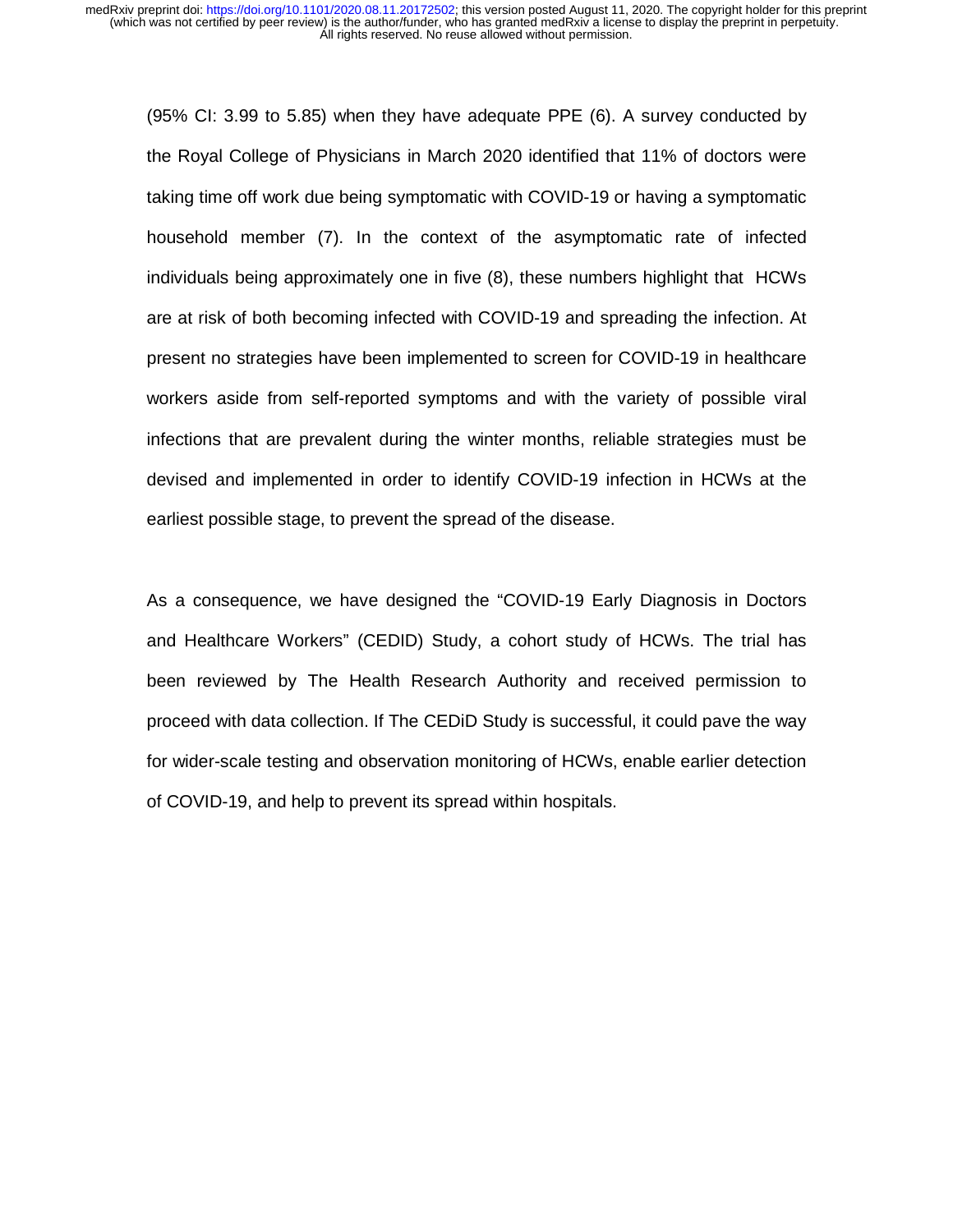(95% CI: 3.99 to 5.85) when they have adequate PPE (6). A survey conducted by the Royal College of Physicians in March 2020 identified that 11% of doctors were taking time off work due being symptomatic with COVID-19 or having a symptomatic household member (7). In the context of the asymptomatic rate of infected individuals being approximately one in five (8), these numbers highlight that HCWs are at risk of both becoming infected with COVID-19 and spreading the infection. At present no strategies have been implemented to screen for COVID-19 in healthcare workers aside from self-reported symptoms and with the variety of possible viral infections that are prevalent during the winter months, reliable strategies must be devised and implemented in order to identify COVID-19 infection in HCWs at the earliest possible stage, to prevent the spread of the disease.

As a consequence, we have designed the "COVID-19 Early Diagnosis in Doctors and Healthcare Workers" (CEDID) Study, a cohort study of HCWs. The trial has been reviewed by The Health Research Authority and received permission to proceed with data collection. If The CEDiD Study is successful, it could pave the way for wider-scale testing and observation monitoring of HCWs, enable earlier detection of COVID-19, and help to prevent its spread within hospitals.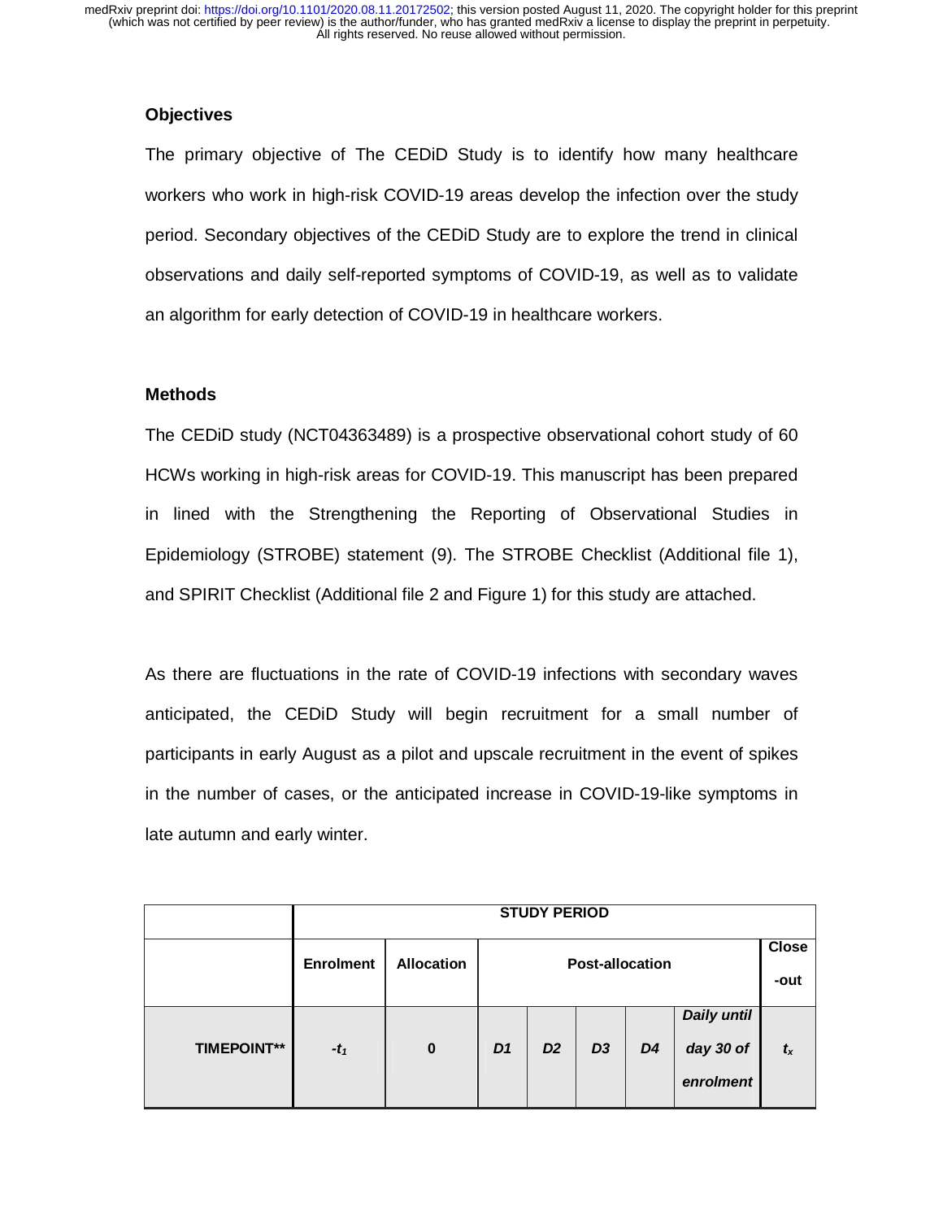## Objectives

The primary objective of The CEDiD Study is to identify how many healthcare workers who work in high-risk COVID-19 areas develop the infection over the study period. Secondary objectives of the CEDiD Study are to explore the trend in clinical observations and daily self-reported symptoms of COVID-19, as well as to validate an algorithm for early detection of COVID-19 in healthcare workers.

## Methods

The CEDiD study (NCT04363489) is a prospective observational cohort study of 60 HCWs working in high-risk areas for COVID-19. This manuscript has been prepared in lined with the Strengthening the Reporting of Observational Studies in Epidemiology (STROBE) statement (9). The STROBE Checklist (Additional file 1), and SPIRIT Checklist (Additional file 2 and Figure 1) for this study are attached.

As there are fluctuations in the rate of COVID-19 infections with secondary waves anticipated, the CEDiD Study will begin recruitment for a small number of participants in early August as a pilot and upscale recruitment in the event of spikes in the number of cases, or the anticipated increase in COVID-19-like symptoms in late autumn and early winter.

| | **STUDY PERIOD** | | | | | | | |
|---|---|---|---|---|---|---|---|---|
| | **Enrolment** | **Allocation** | **Post-allocation** | | | | | **Close -out** |
| **TIMEPOINT\*\*** | $-t_1$ | **0** | ***D1*** | ***D2*** | ***D3*** | ***D4*** | ***Daily until day 30 of enrolment*** | $t_x$ |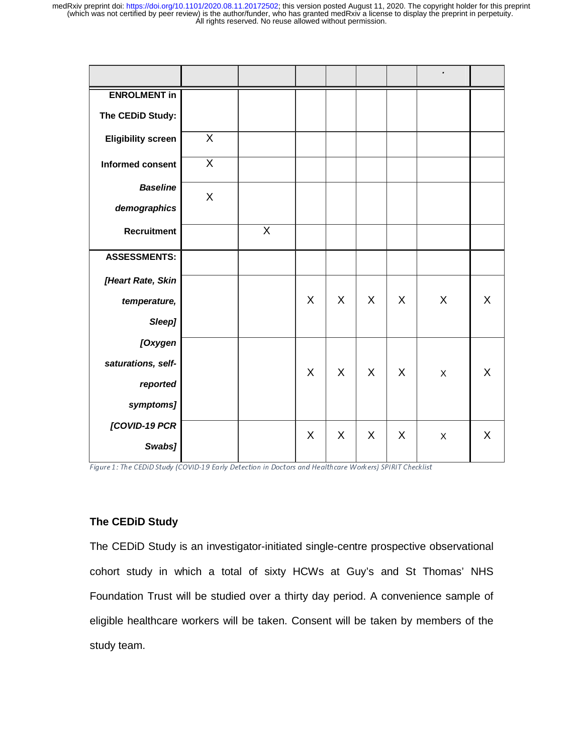| | | | | | | | . | |
|---|---|---|---|---|---|---|---|---|
| **ENROLMENT in The CEDiD Study:** | | | | | | | | |
| **Eligibility screen** | X | | | | | | | |
| **Informed consent** | X | | | | | | | |
| ***Baseline demographics*** | X | | | | | | | |
| **Recruitment** | | X | | | | | | |
| **ASSESSMENTS:** | | | | | | | | |
| ***[Heart Rate, Skin temperature, Sleep]*** | | | X | X | X | X | X | X |
| ***[Oxygen saturations, self-reported symptoms]*** | | | X | X | X | X | X | X |
| ***[COVID-19 PCR Swabs]*** | | | X | X | X | X | X | X |

*Figure 1: The CEDiD Study (COVID-19 Early Detection in Doctors and Healthcare Workers) SPIRIT Checklist*

### The CEDiD Study

The CEDiD Study is an investigator-initiated single-centre prospective observational cohort study in which a total of sixty HCWs at Guy's and St Thomas' NHS Foundation Trust will be studied over a thirty day period. A convenience sample of eligible healthcare workers will be taken. Consent will be taken by members of the study team.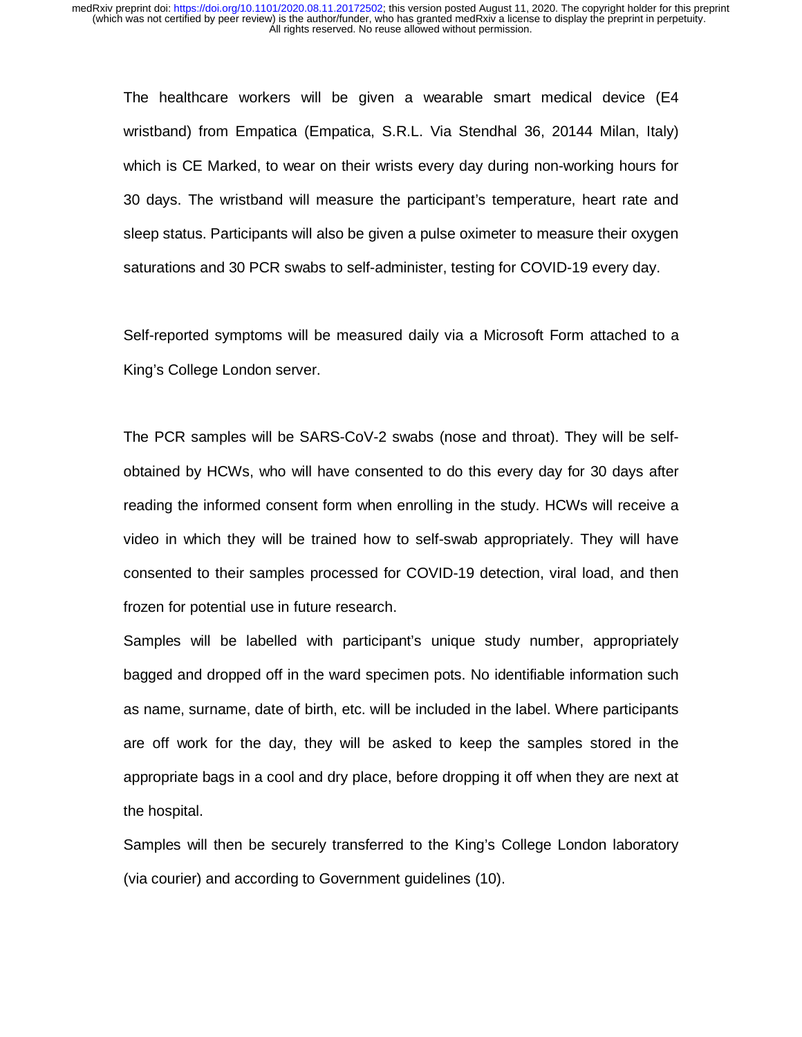The healthcare workers will be given a wearable smart medical device (E4 wristband) from Empatica (Empatica, S.R.L. Via Stendhal 36, 20144 Milan, Italy) which is CE Marked, to wear on their wrists every day during non-working hours for 30 days. The wristband will measure the participant's temperature, heart rate and sleep status. Participants will also be given a pulse oximeter to measure their oxygen saturations and 30 PCR swabs to self-administer, testing for COVID-19 every day.

Self-reported symptoms will be measured daily via a Microsoft Form attached to a King's College London server.

The PCR samples will be SARS-CoV-2 swabs (nose and throat). They will be self-obtained by HCWs, who will have consented to do this every day for 30 days after reading the informed consent form when enrolling in the study. HCWs will receive a video in which they will be trained how to self-swab appropriately. They will have consented to their samples processed for COVID-19 detection, viral load, and then frozen for potential use in future research.

Samples will be labelled with participant's unique study number, appropriately bagged and dropped off in the ward specimen pots. No identifiable information such as name, surname, date of birth, etc. will be included in the label. Where participants are off work for the day, they will be asked to keep the samples stored in the appropriate bags in a cool and dry place, before dropping it off when they are next at the hospital.

Samples will then be securely transferred to the King's College London laboratory (via courier) and according to Government guidelines (10).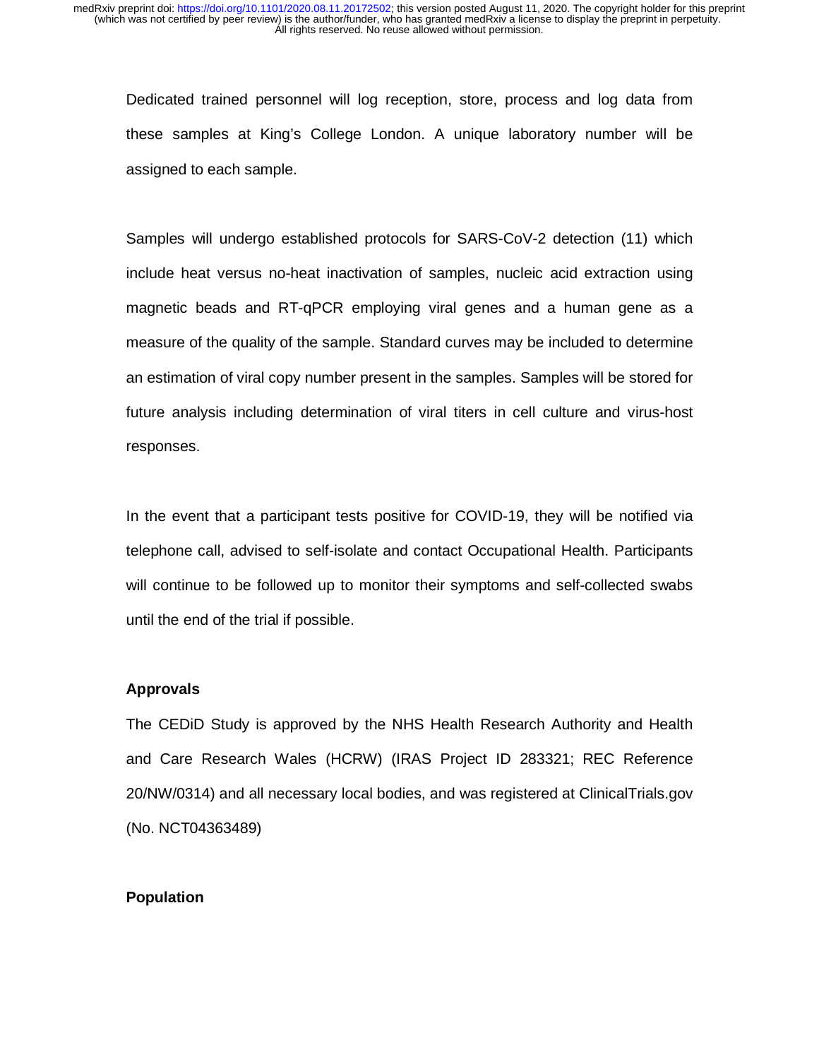Dedicated trained personnel will log reception, store, process and log data from these samples at King's College London. A unique laboratory number will be assigned to each sample.

Samples will undergo established protocols for SARS-CoV-2 detection (11) which include heat versus no-heat inactivation of samples, nucleic acid extraction using magnetic beads and RT-qPCR employing viral genes and a human gene as a measure of the quality of the sample. Standard curves may be included to determine an estimation of viral copy number present in the samples. Samples will be stored for future analysis including determination of viral titers in cell culture and virus-host responses.

In the event that a participant tests positive for COVID-19, they will be notified via telephone call, advised to self-isolate and contact Occupational Health. Participants will continue to be followed up to monitor their symptoms and self-collected swabs until the end of the trial if possible.

**Approvals**

The CEDiD Study is approved by the NHS Health Research Authority and Health and Care Research Wales (HCRW) (IRAS Project ID 283321; REC Reference 20/NW/0314) and all necessary local bodies, and was registered at ClinicalTrials.gov (No. NCT04363489)

**Population**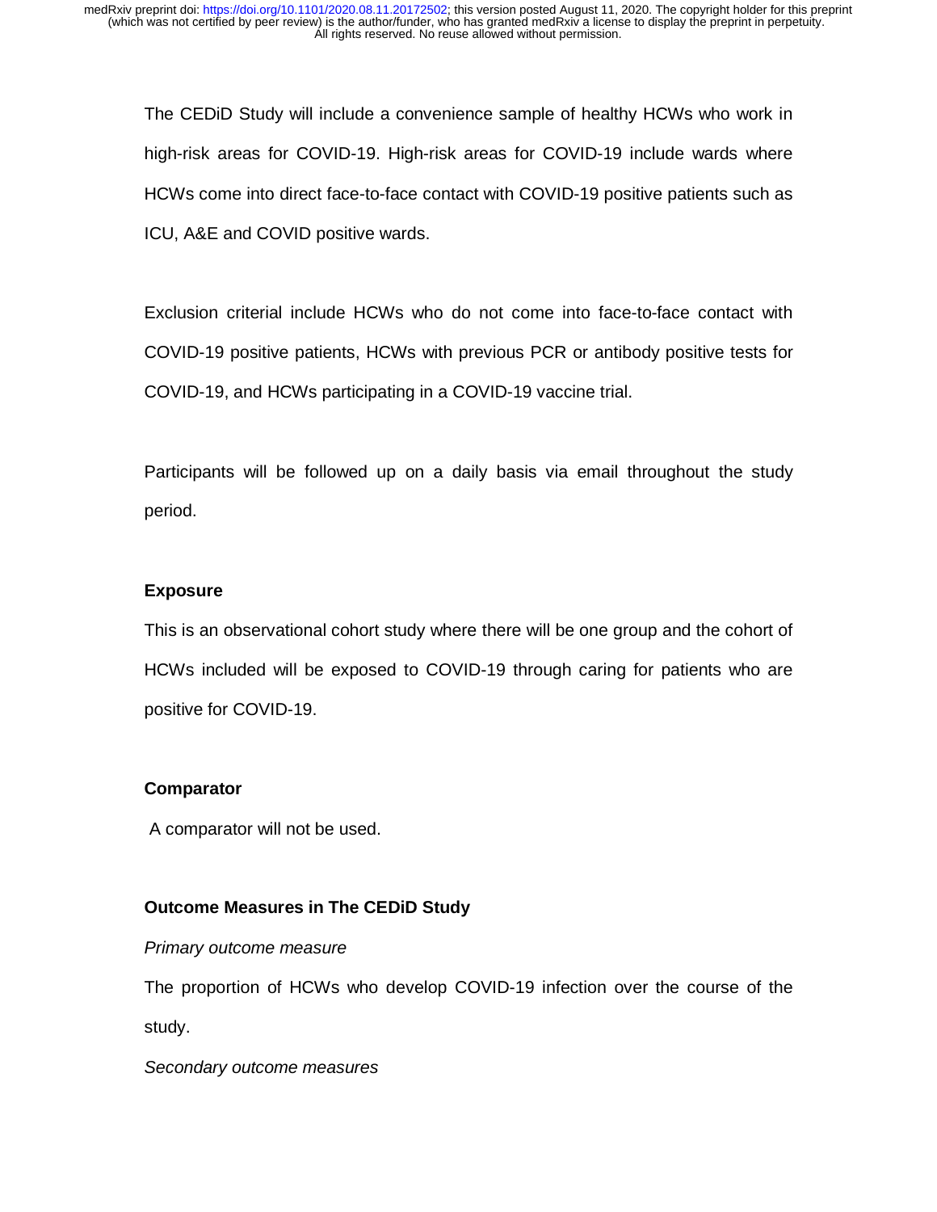The CEDiD Study will include a convenience sample of healthy HCWs who work in high-risk areas for COVID-19. High-risk areas for COVID-19 include wards where HCWs come into direct face-to-face contact with COVID-19 positive patients such as ICU, A&E and COVID positive wards.

Exclusion criterial include HCWs who do not come into face-to-face contact with COVID-19 positive patients, HCWs with previous PCR or antibody positive tests for COVID-19, and HCWs participating in a COVID-19 vaccine trial.

Participants will be followed up on a daily basis via email throughout the study period.

**Exposure**

This is an observational cohort study where there will be one group and the cohort of HCWs included will be exposed to COVID-19 through caring for patients who are positive for COVID-19.

**Comparator**

A comparator will not be used.

**Outcome Measures in The CEDiD Study**

*Primary outcome measure*

The proportion of HCWs who develop COVID-19 infection over the course of the study.

*Secondary outcome measures*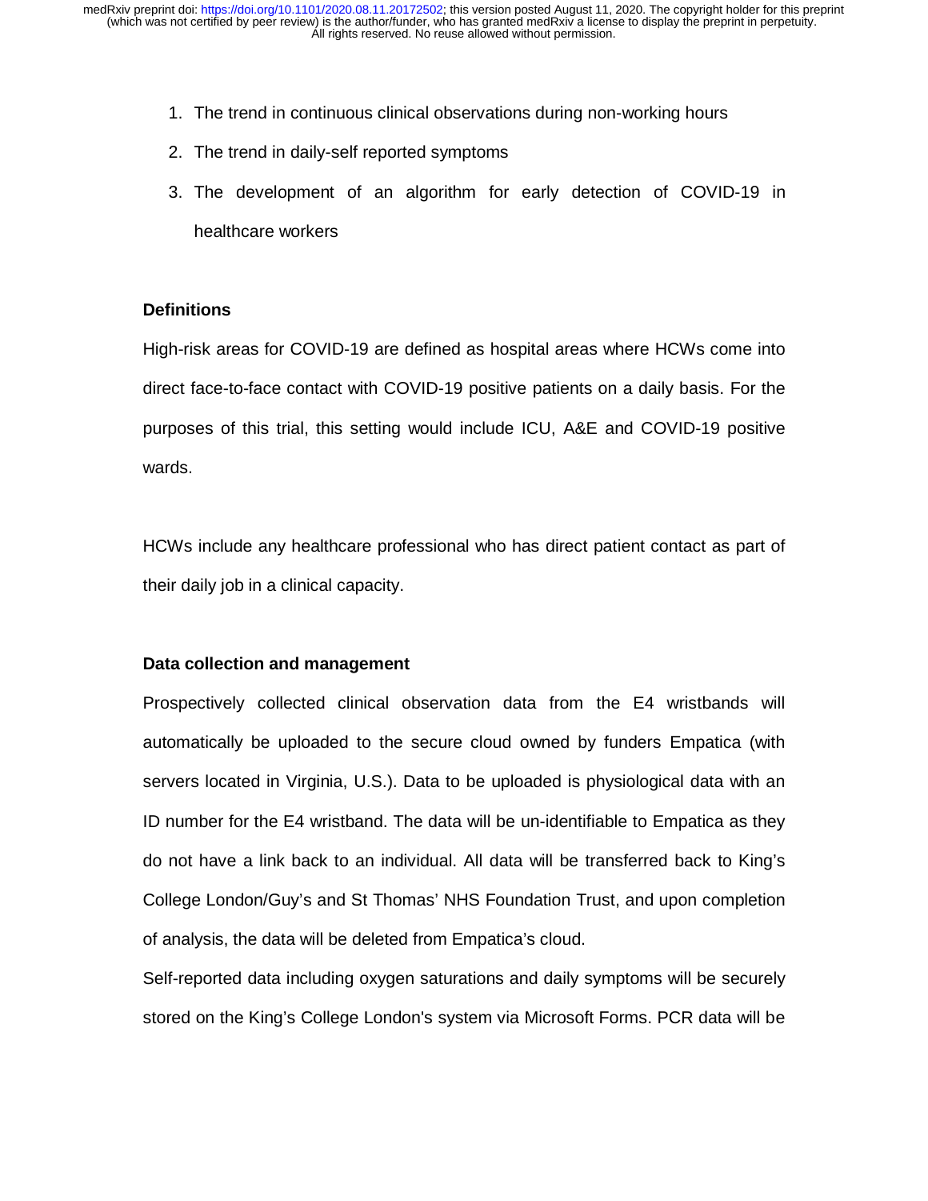1. The trend in continuous clinical observations during non-working hours
2. The trend in daily-self reported symptoms
3. The development of an algorithm for early detection of COVID-19 in healthcare workers

## Definitions

High-risk areas for COVID-19 are defined as hospital areas where HCWs come into direct face-to-face contact with COVID-19 positive patients on a daily basis. For the purposes of this trial, this setting would include ICU, A&E and COVID-19 positive wards.

HCWs include any healthcare professional who has direct patient contact as part of their daily job in a clinical capacity.

## Data collection and management

Prospectively collected clinical observation data from the E4 wristbands will automatically be uploaded to the secure cloud owned by funders Empatica (with servers located in Virginia, U.S.). Data to be uploaded is physiological data with an ID number for the E4 wristband. The data will be un-identifiable to Empatica as they do not have a link back to an individual. All data will be transferred back to King's College London/Guy's and St Thomas' NHS Foundation Trust, and upon completion of analysis, the data will be deleted from Empatica's cloud.

Self-reported data including oxygen saturations and daily symptoms will be securely stored on the King's College London's system via Microsoft Forms. PCR data will be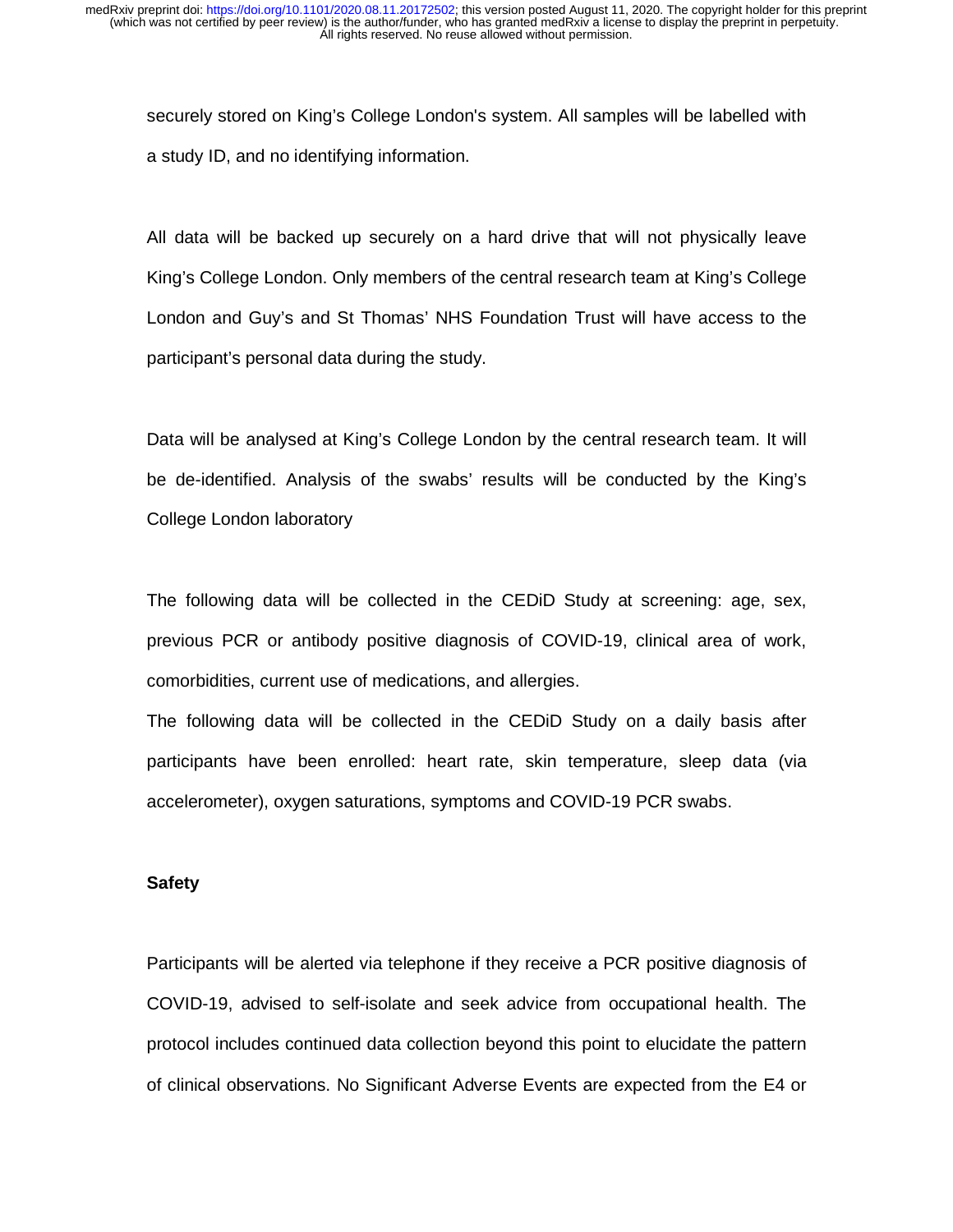securely stored on King's College London's system. All samples will be labelled with a study ID, and no identifying information.

All data will be backed up securely on a hard drive that will not physically leave King's College London. Only members of the central research team at King's College London and Guy's and St Thomas' NHS Foundation Trust will have access to the participant's personal data during the study.

Data will be analysed at King's College London by the central research team. It will be de-identified. Analysis of the swabs' results will be conducted by the King's College London laboratory

The following data will be collected in the CEDiD Study at screening: age, sex, previous PCR or antibody positive diagnosis of COVID-19, clinical area of work, comorbidities, current use of medications, and allergies.

The following data will be collected in the CEDiD Study on a daily basis after participants have been enrolled: heart rate, skin temperature, sleep data (via accelerometer), oxygen saturations, symptoms and COVID-19 PCR swabs.

**Safety**

Participants will be alerted via telephone if they receive a PCR positive diagnosis of COVID-19, advised to self-isolate and seek advice from occupational health. The protocol includes continued data collection beyond this point to elucidate the pattern of clinical observations. No Significant Adverse Events are expected from the E4 or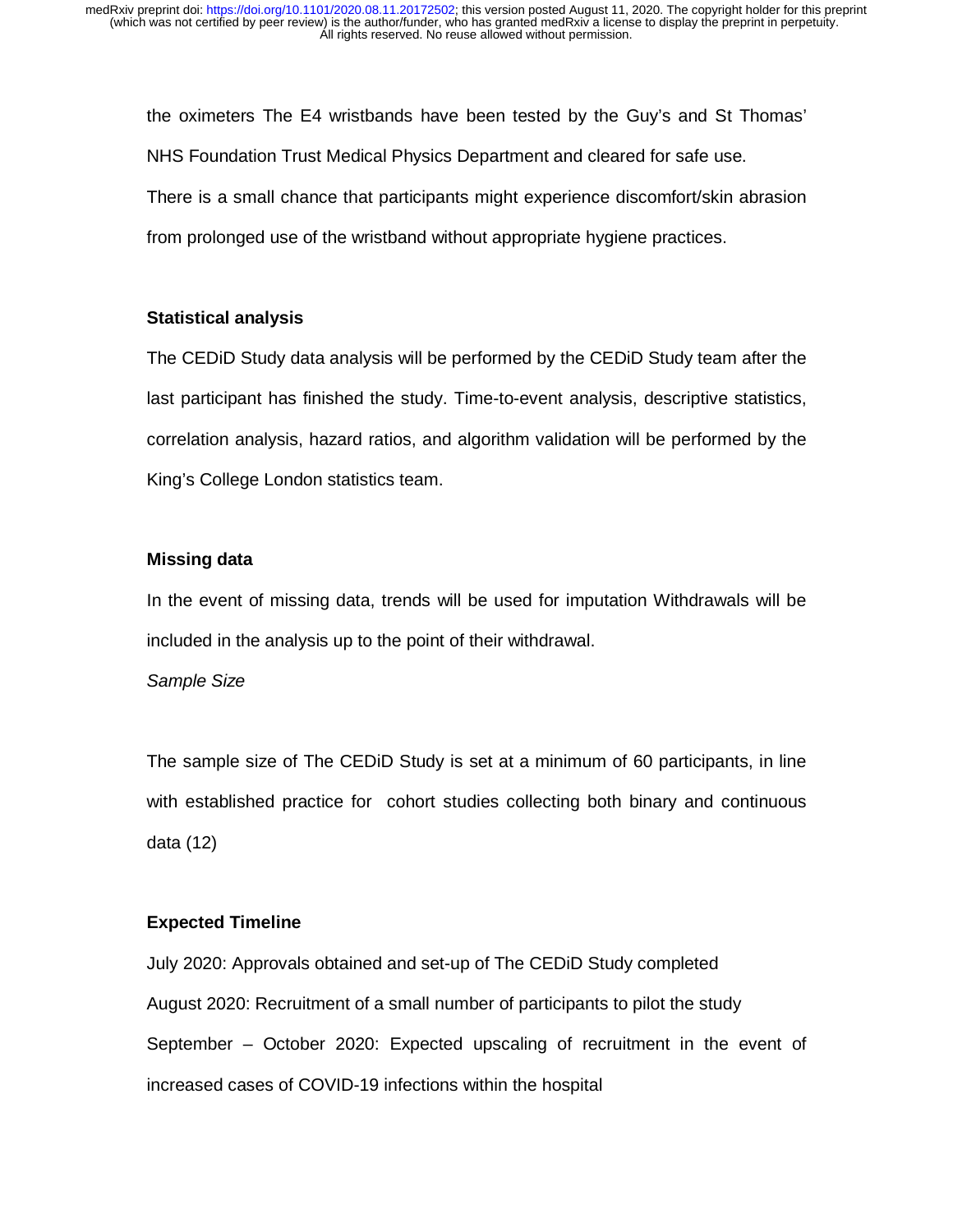the oximeters The E4 wristbands have been tested by the Guy's and St Thomas' NHS Foundation Trust Medical Physics Department and cleared for safe use.

There is a small chance that participants might experience discomfort/skin abrasion from prolonged use of the wristband without appropriate hygiene practices.

**Statistical analysis**

The CEDiD Study data analysis will be performed by the CEDiD Study team after the last participant has finished the study. Time-to-event analysis, descriptive statistics, correlation analysis, hazard ratios, and algorithm validation will be performed by the King's College London statistics team.

**Missing data**

In the event of missing data, trends will be used for imputation Withdrawals will be included in the analysis up to the point of their withdrawal.

*Sample Size*

The sample size of The CEDiD Study is set at a minimum of 60 participants, in line with established practice for cohort studies collecting both binary and continuous data (12)

**Expected Timeline**

July 2020: Approvals obtained and set-up of The CEDiD Study completed

August 2020: Recruitment of a small number of participants to pilot the study

September – October 2020: Expected upscaling of recruitment in the event of increased cases of COVID-19 infections within the hospital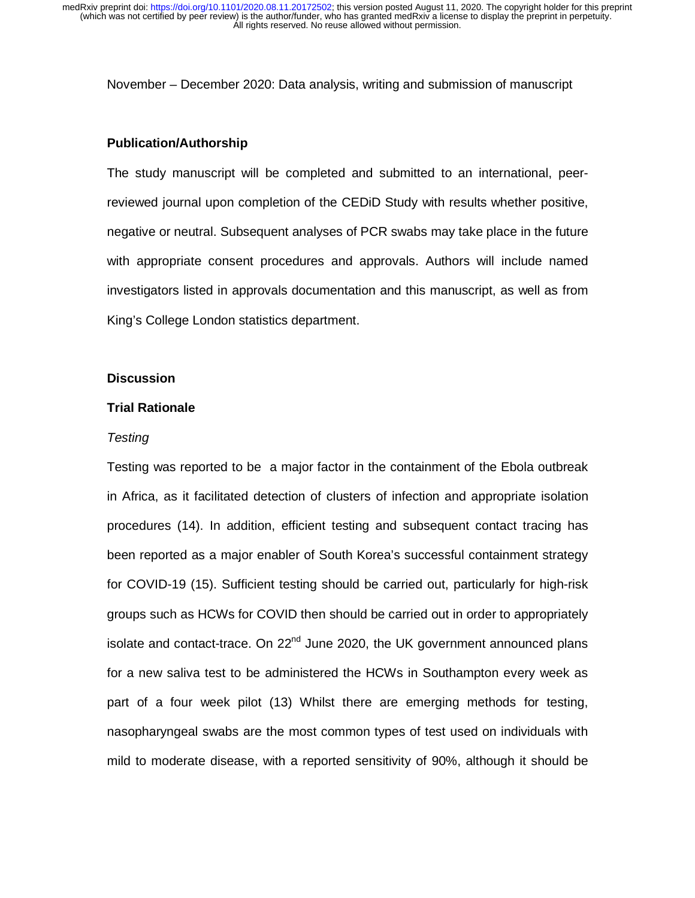November – December 2020: Data analysis, writing and submission of manuscript

### Publication/Authorship

The study manuscript will be completed and submitted to an international, peer-reviewed journal upon completion of the CEDiD Study with results whether positive, negative or neutral. Subsequent analyses of PCR swabs may take place in the future with appropriate consent procedures and approvals. Authors will include named investigators listed in approvals documentation and this manuscript, as well as from King's College London statistics department.

## Discussion

### Trial Rationale

*Testing*

Testing was reported to be a major factor in the containment of the Ebola outbreak in Africa, as it facilitated detection of clusters of infection and appropriate isolation procedures (14). In addition, efficient testing and subsequent contact tracing has been reported as a major enabler of South Korea's successful containment strategy for COVID-19 (15). Sufficient testing should be carried out, particularly for high-risk groups such as HCWs for COVID then should be carried out in order to appropriately isolate and contact-trace. On 22nd June 2020, the UK government announced plans for a new saliva test to be administered the HCWs in Southampton every week as part of a four week pilot (13) Whilst there are emerging methods for testing, nasopharyngeal swabs are the most common types of test used on individuals with mild to moderate disease, with a reported sensitivity of 90%, although it should be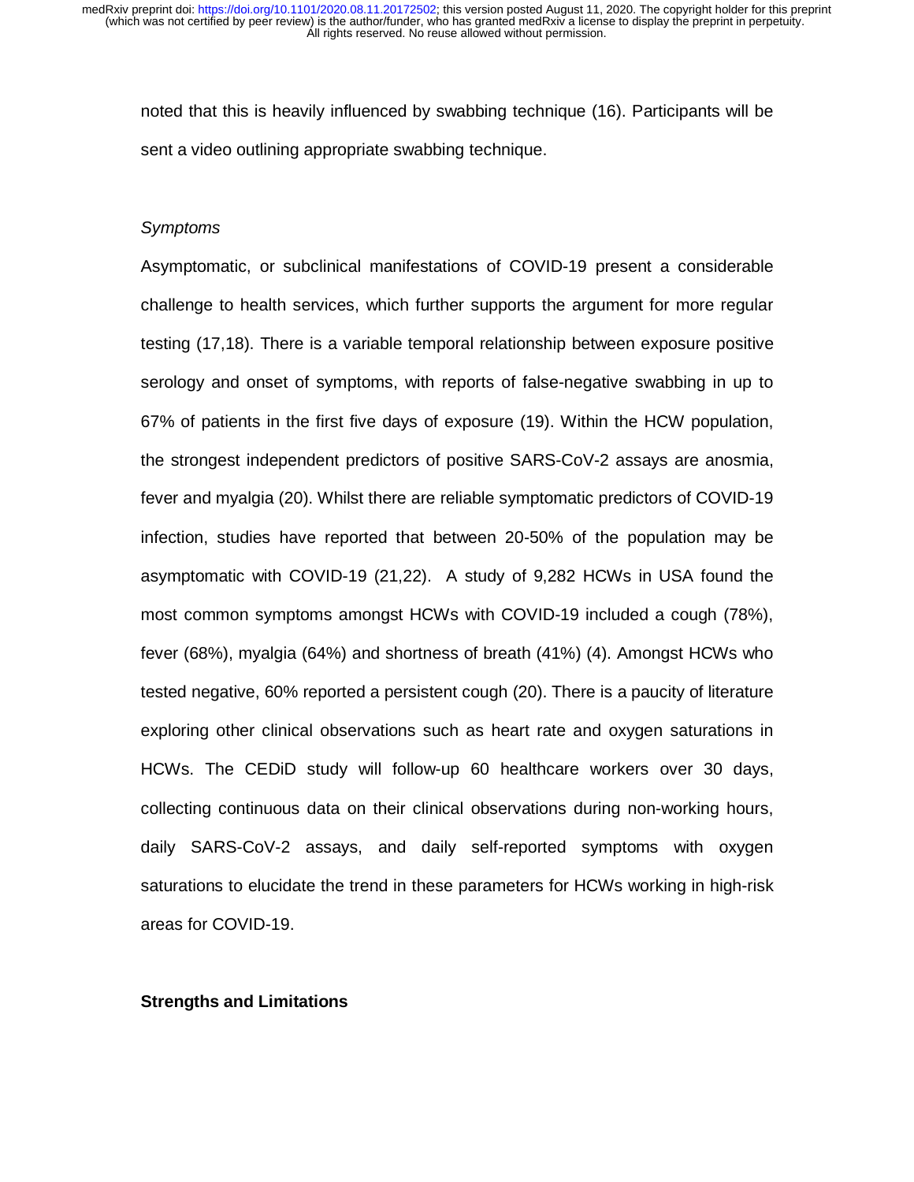noted that this is heavily influenced by swabbing technique (16). Participants will be sent a video outlining appropriate swabbing technique.

*Symptoms*

Asymptomatic, or subclinical manifestations of COVID-19 present a considerable challenge to health services, which further supports the argument for more regular testing (17,18). There is a variable temporal relationship between exposure positive serology and onset of symptoms, with reports of false-negative swabbing in up to 67% of patients in the first five days of exposure (19). Within the HCW population, the strongest independent predictors of positive SARS-CoV-2 assays are anosmia, fever and myalgia (20). Whilst there are reliable symptomatic predictors of COVID-19 infection, studies have reported that between 20-50% of the population may be asymptomatic with COVID-19 (21,22). A study of 9,282 HCWs in USA found the most common symptoms amongst HCWs with COVID-19 included a cough (78%), fever (68%), myalgia (64%) and shortness of breath (41%) (4). Amongst HCWs who tested negative, 60% reported a persistent cough (20). There is a paucity of literature exploring other clinical observations such as heart rate and oxygen saturations in HCWs. The CEDiD study will follow-up 60 healthcare workers over 30 days, collecting continuous data on their clinical observations during non-working hours, daily SARS-CoV-2 assays, and daily self-reported symptoms with oxygen saturations to elucidate the trend in these parameters for HCWs working in high-risk areas for COVID-19.

**Strengths and Limitations**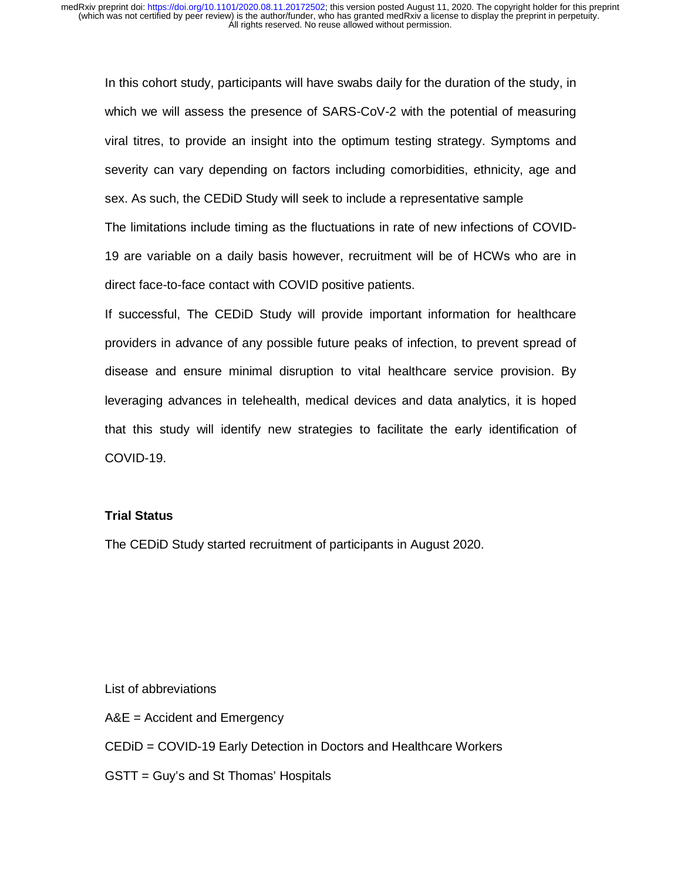In this cohort study, participants will have swabs daily for the duration of the study, in which we will assess the presence of SARS-CoV-2 with the potential of measuring viral titres, to provide an insight into the optimum testing strategy. Symptoms and severity can vary depending on factors including comorbidities, ethnicity, age and sex. As such, the CEDiD Study will seek to include a representative sample

The limitations include timing as the fluctuations in rate of new infections of COVID-19 are variable on a daily basis however, recruitment will be of HCWs who are in direct face-to-face contact with COVID positive patients.

If successful, The CEDiD Study will provide important information for healthcare providers in advance of any possible future peaks of infection, to prevent spread of disease and ensure minimal disruption to vital healthcare service provision. By leveraging advances in telehealth, medical devices and data analytics, it is hoped that this study will identify new strategies to facilitate the early identification of COVID-19.

**Trial Status**

The CEDiD Study started recruitment of participants in August 2020.

List of abbreviations

A&E = Accident and Emergency

CEDiD = COVID-19 Early Detection in Doctors and Healthcare Workers

GSTT = Guy's and St Thomas' Hospitals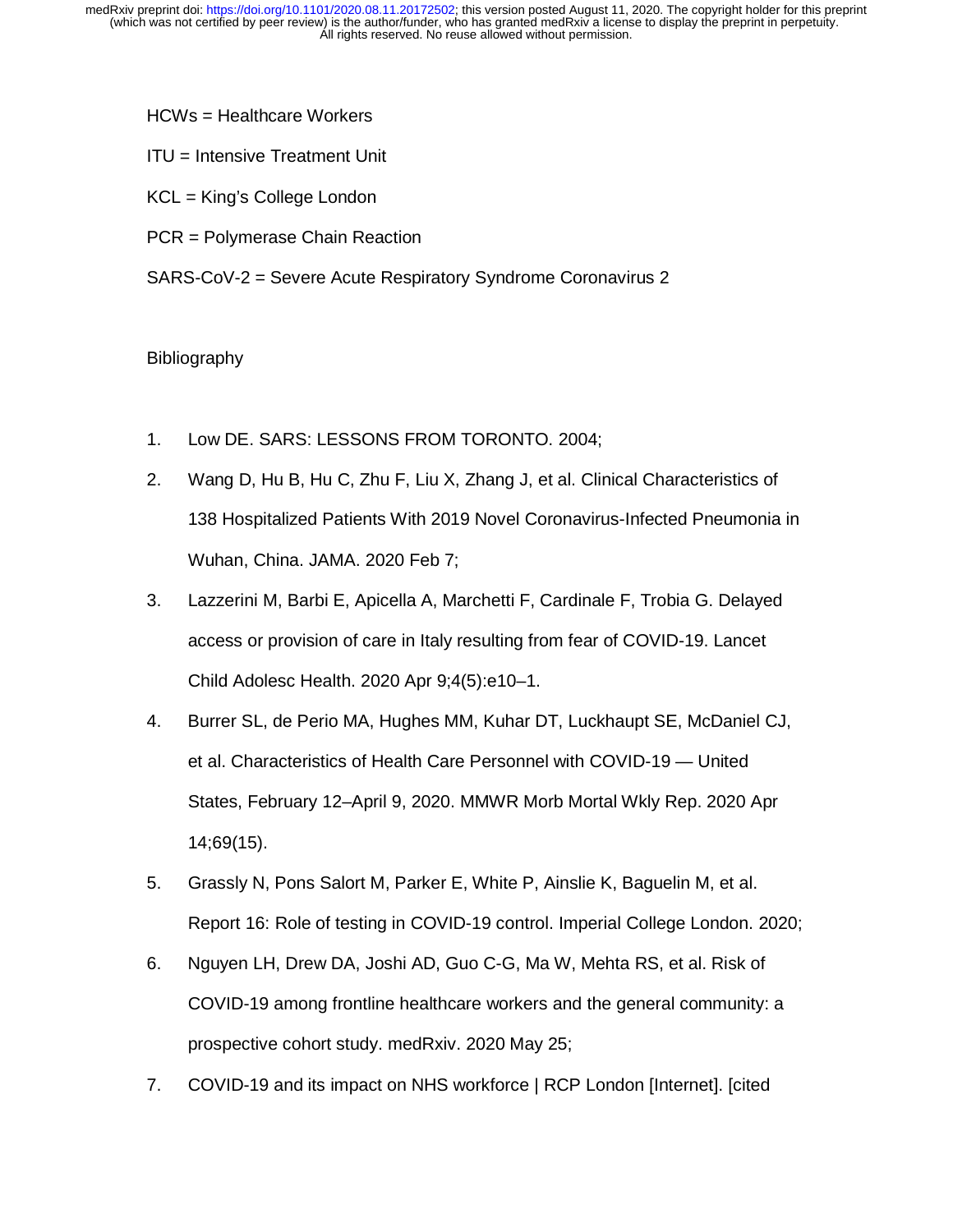HCWs = Healthcare Workers

ITU = Intensive Treatment Unit

KCL = King's College London

PCR = Polymerase Chain Reaction

SARS-CoV-2 = Severe Acute Respiratory Syndrome Coronavirus 2

## Bibliography

1. Low DE. SARS: LESSONS FROM TORONTO. 2004;
2. Wang D, Hu B, Hu C, Zhu F, Liu X, Zhang J, et al. Clinical Characteristics of 138 Hospitalized Patients With 2019 Novel Coronavirus-Infected Pneumonia in Wuhan, China. JAMA. 2020 Feb 7;
3. Lazzerini M, Barbi E, Apicella A, Marchetti F, Cardinale F, Trobia G. Delayed access or provision of care in Italy resulting from fear of COVID-19. Lancet Child Adolesc Health. 2020 Apr 9;4(5):e10–1.
4. Burrer SL, de Perio MA, Hughes MM, Kuhar DT, Luckhaupt SE, McDaniel CJ, et al. Characteristics of Health Care Personnel with COVID-19 — United States, February 12–April 9, 2020. MMWR Morb Mortal Wkly Rep. 2020 Apr 14;69(15).
5. Grassly N, Pons Salort M, Parker E, White P, Ainslie K, Baguelin M, et al. Report 16: Role of testing in COVID-19 control. Imperial College London. 2020;
6. Nguyen LH, Drew DA, Joshi AD, Guo C-G, Ma W, Mehta RS, et al. Risk of COVID-19 among frontline healthcare workers and the general community: a prospective cohort study. medRxiv. 2020 May 25;
7. COVID-19 and its impact on NHS workforce | RCP London [Internet]. [cited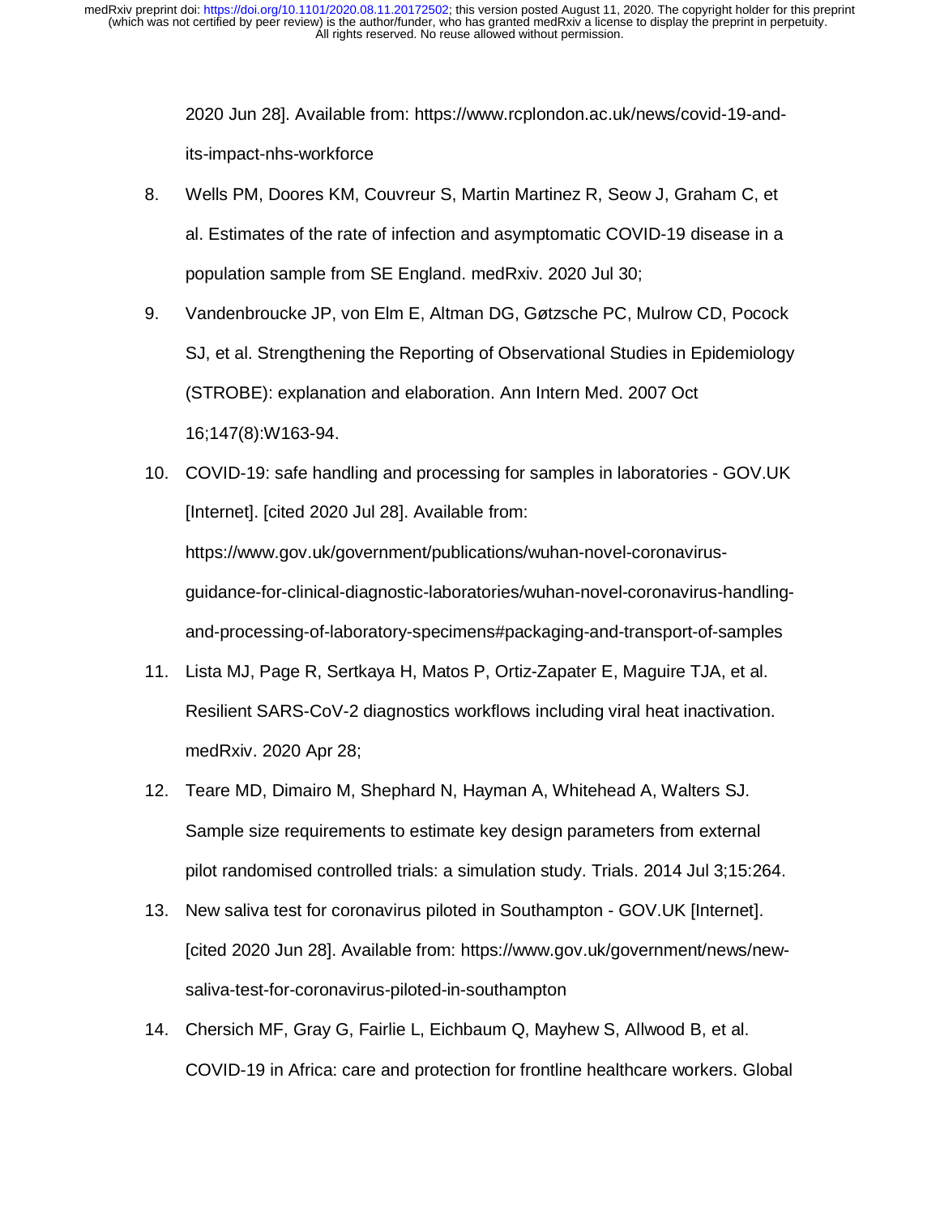2020 Jun 28]. Available from: https://www.rcplondon.ac.uk/news/covid-19-and-its-impact-nhs-workforce

8. Wells PM, Doores KM, Couvreur S, Martin Martinez R, Seow J, Graham C, et al. Estimates of the rate of infection and asymptomatic COVID-19 disease in a population sample from SE England. medRxiv. 2020 Jul 30;

9. Vandenbroucke JP, von Elm E, Altman DG, Gøtzsche PC, Mulrow CD, Pocock SJ, et al. Strengthening the Reporting of Observational Studies in Epidemiology (STROBE): explanation and elaboration. Ann Intern Med. 2007 Oct 16;147(8):W163-94.

10. COVID-19: safe handling and processing for samples in laboratories - GOV.UK [Internet]. [cited 2020 Jul 28]. Available from: https://www.gov.uk/government/publications/wuhan-novel-coronavirus-guidance-for-clinical-diagnostic-laboratories/wuhan-novel-coronavirus-handling-and-processing-of-laboratory-specimens#packaging-and-transport-of-samples

11. Lista MJ, Page R, Sertkaya H, Matos P, Ortiz-Zapater E, Maguire TJA, et al. Resilient SARS-CoV-2 diagnostics workflows including viral heat inactivation. medRxiv. 2020 Apr 28;

12. Teare MD, Dimairo M, Shephard N, Hayman A, Whitehead A, Walters SJ. Sample size requirements to estimate key design parameters from external pilot randomised controlled trials: a simulation study. Trials. 2014 Jul 3;15:264.

13. New saliva test for coronavirus piloted in Southampton - GOV.UK [Internet]. [cited 2020 Jun 28]. Available from: https://www.gov.uk/government/news/new-saliva-test-for-coronavirus-piloted-in-southampton

14. Chersich MF, Gray G, Fairlie L, Eichbaum Q, Mayhew S, Allwood B, et al. COVID-19 in Africa: care and protection for frontline healthcare workers. Global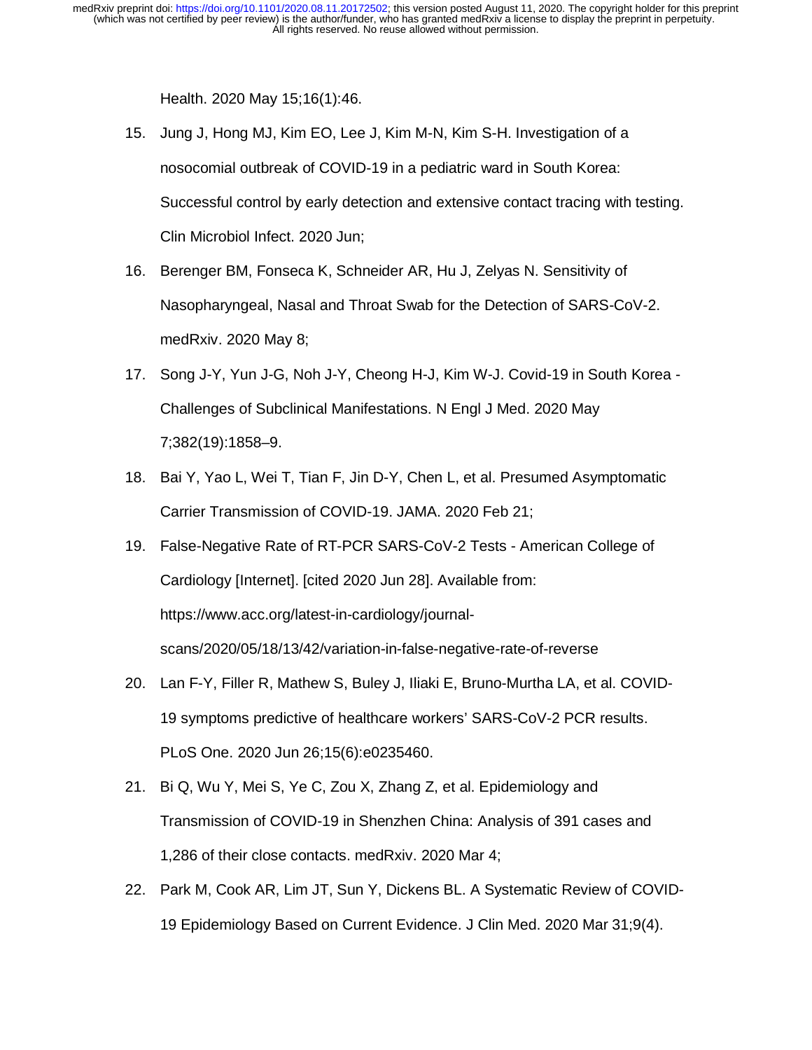Health. 2020 May 15;16(1):46.

15. Jung J, Hong MJ, Kim EO, Lee J, Kim M-N, Kim S-H. Investigation of a nosocomial outbreak of COVID-19 in a pediatric ward in South Korea: Successful control by early detection and extensive contact tracing with testing. Clin Microbiol Infect. 2020 Jun;
16. Berenger BM, Fonseca K, Schneider AR, Hu J, Zelyas N. Sensitivity of Nasopharyngeal, Nasal and Throat Swab for the Detection of SARS-CoV-2. medRxiv. 2020 May 8;
17. Song J-Y, Yun J-G, Noh J-Y, Cheong H-J, Kim W-J. Covid-19 in South Korea - Challenges of Subclinical Manifestations. N Engl J Med. 2020 May 7;382(19):1858–9.
18. Bai Y, Yao L, Wei T, Tian F, Jin D-Y, Chen L, et al. Presumed Asymptomatic Carrier Transmission of COVID-19. JAMA. 2020 Feb 21;
19. False-Negative Rate of RT-PCR SARS-CoV-2 Tests - American College of Cardiology [Internet]. [cited 2020 Jun 28]. Available from: https://www.acc.org/latest-in-cardiology/journal-scans/2020/05/18/13/42/variation-in-false-negative-rate-of-reverse
20. Lan F-Y, Filler R, Mathew S, Buley J, Iliaki E, Bruno-Murtha LA, et al. COVID-19 symptoms predictive of healthcare workers' SARS-CoV-2 PCR results. PLoS One. 2020 Jun 26;15(6):e0235460.
21. Bi Q, Wu Y, Mei S, Ye C, Zou X, Zhang Z, et al. Epidemiology and Transmission of COVID-19 in Shenzhen China: Analysis of 391 cases and 1,286 of their close contacts. medRxiv. 2020 Mar 4;
22. Park M, Cook AR, Lim JT, Sun Y, Dickens BL. A Systematic Review of COVID-19 Epidemiology Based on Current Evidence. J Clin Med. 2020 Mar 31;9(4).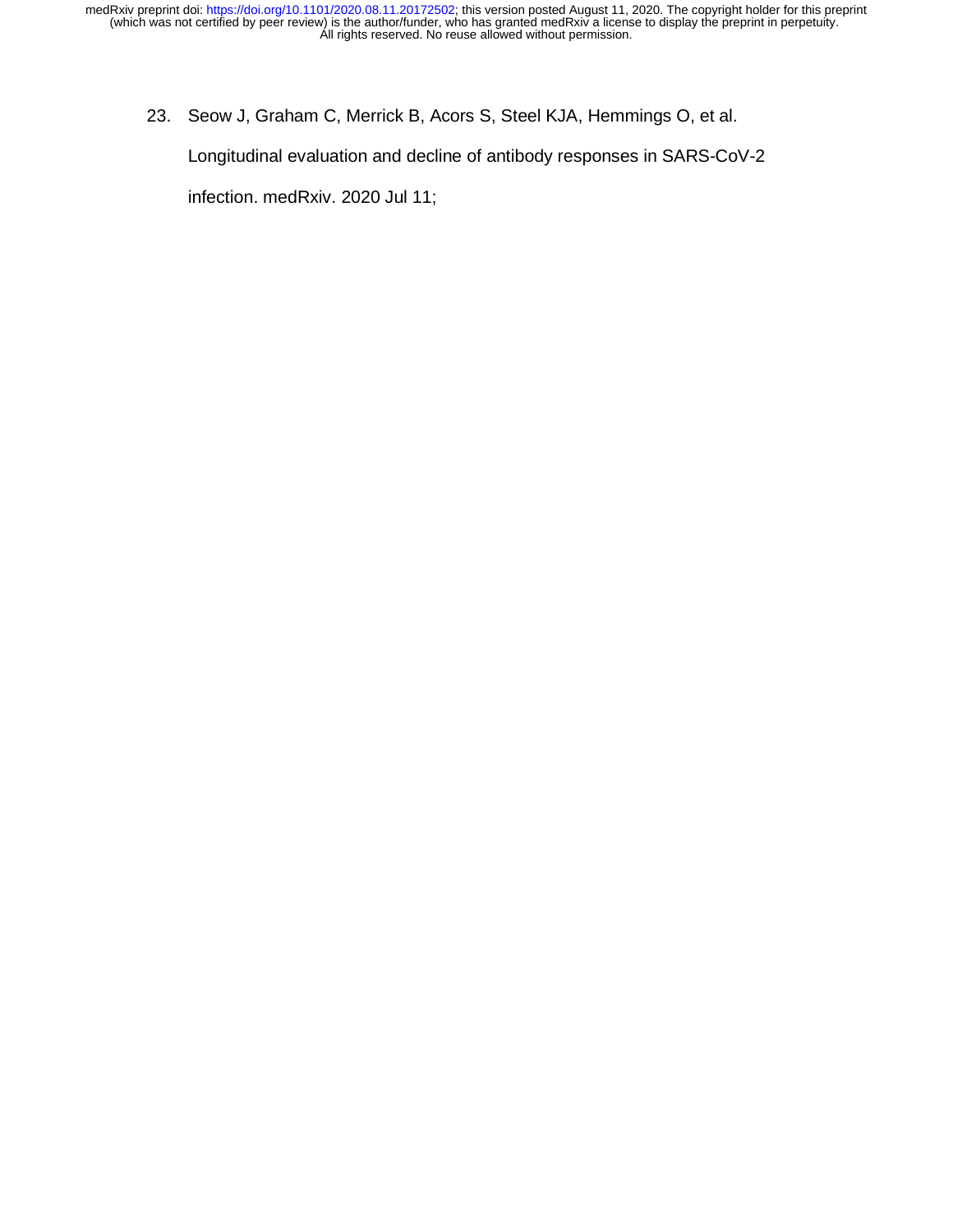23. Seow J, Graham C, Merrick B, Acors S, Steel KJA, Hemmings O, et al. Longitudinal evaluation and decline of antibody responses in SARS-CoV-2 infection. medRxiv. 2020 Jul 11;